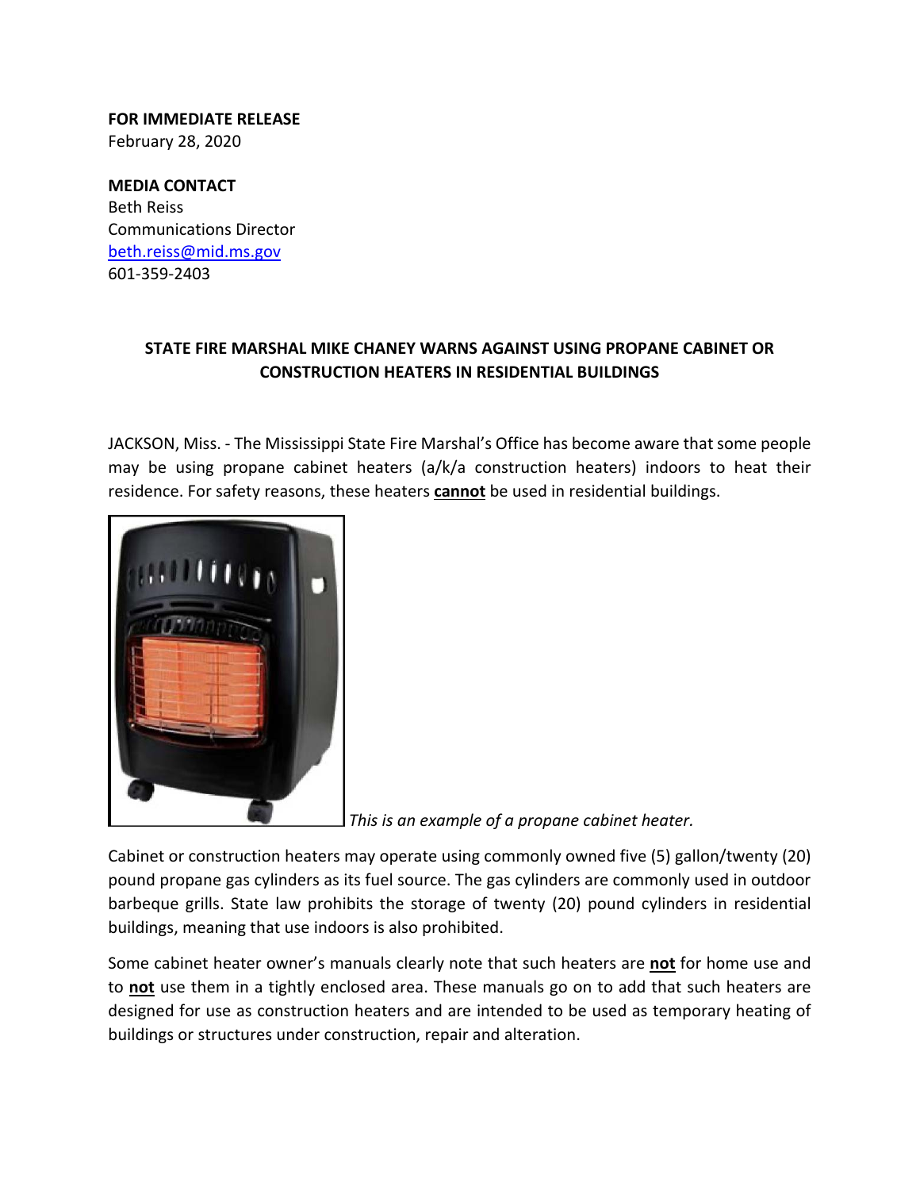**FOR IMMEDIATE RELEASE**
February 28, 2020

**MEDIA CONTACT**
Beth Reiss
Communications Director
beth.reiss@mid.ms.gov
601-359-2403

## STATE FIRE MARSHAL MIKE CHANEY WARNS AGAINST USING PROPANE CABINET OR CONSTRUCTION HEATERS IN RESIDENTIAL BUILDINGS

JACKSON, Miss. - The Mississippi State Fire Marshal's Office has become aware that some people may be using propane cabinet heaters (a/k/a construction heaters) indoors to heat their residence. For safety reasons, these heaters **cannot** be used in residential buildings.

*This is an example of a propane cabinet heater.*

Cabinet or construction heaters may operate using commonly owned five (5) gallon/twenty (20) pound propane gas cylinders as its fuel source. The gas cylinders are commonly used in outdoor barbeque grills. State law prohibits the storage of twenty (20) pound cylinders in residential buildings, meaning that use indoors is also prohibited.

Some cabinet heater owner's manuals clearly note that such heaters are **not** for home use and to **not** use them in a tightly enclosed area. These manuals go on to add that such heaters are designed for use as construction heaters and are intended to be used as temporary heating of buildings or structures under construction, repair and alteration.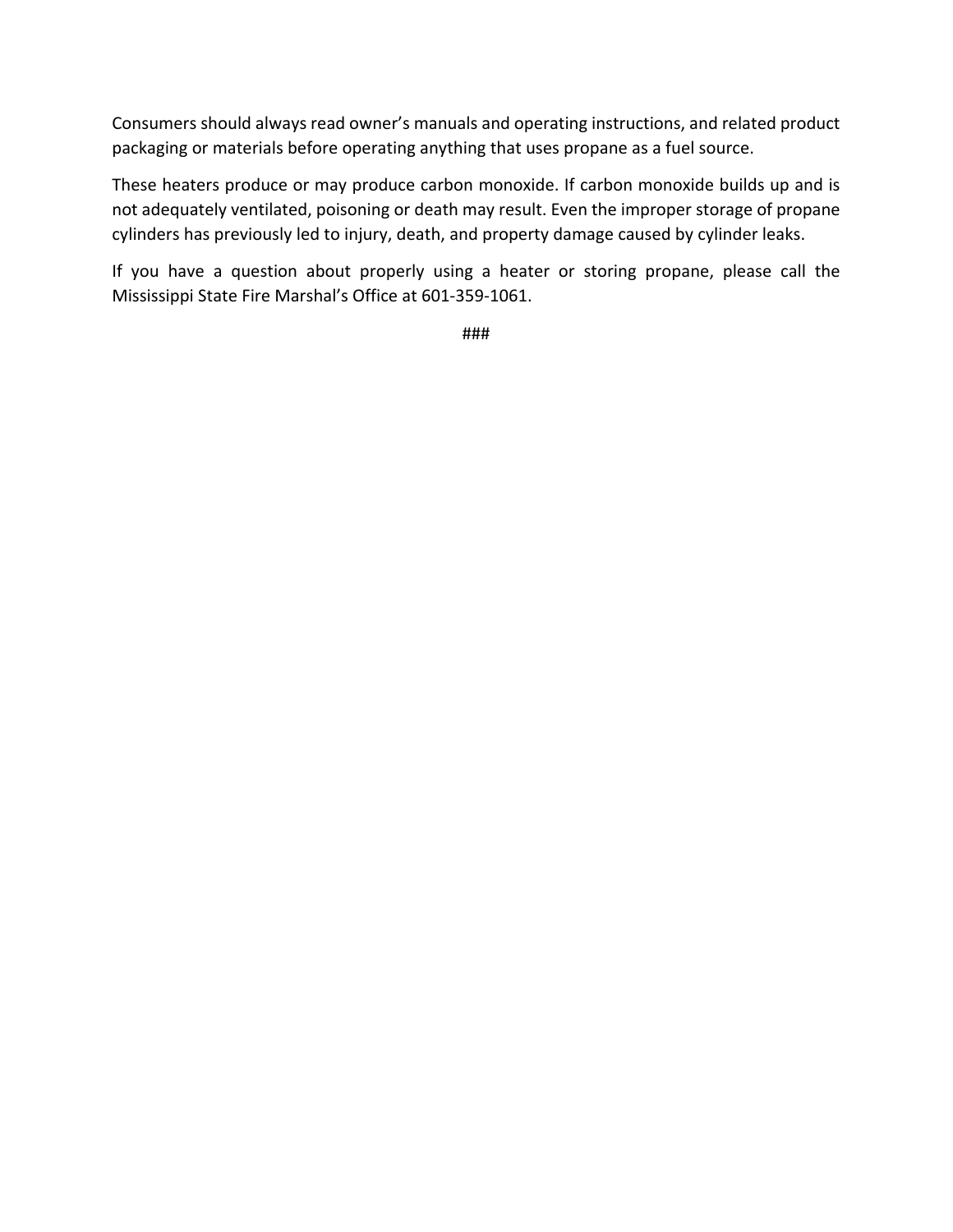Consumers should always read owner's manuals and operating instructions, and related product packaging or materials before operating anything that uses propane as a fuel source.

These heaters produce or may produce carbon monoxide. If carbon monoxide builds up and is not adequately ventilated, poisoning or death may result. Even the improper storage of propane cylinders has previously led to injury, death, and property damage caused by cylinder leaks.

If you have a question about properly using a heater or storing propane, please call the Mississippi State Fire Marshal's Office at 601-359-1061.

###